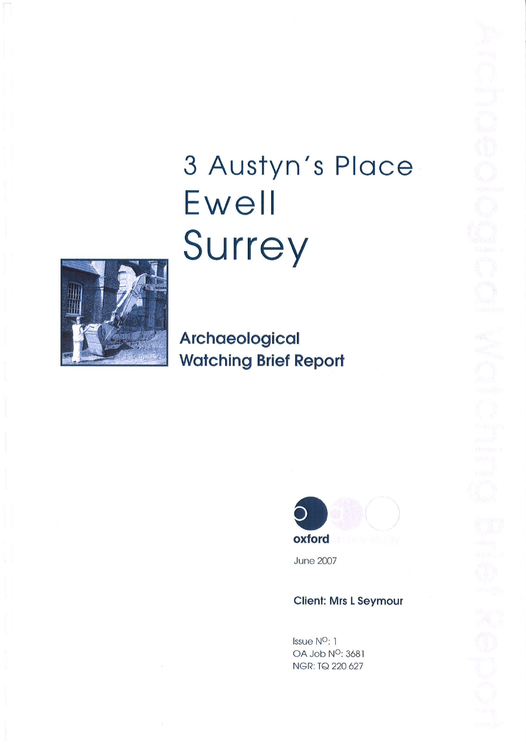# 3 Austyn's Place Ewell Surrey

## Archaeological Watching Brief Report

oxford archaeology

June 2007

**Client: Mrs L Seymour**

Issue N$^{O}$: 1
OA Job N$^{O}$: 3681
NGR: TQ 220 627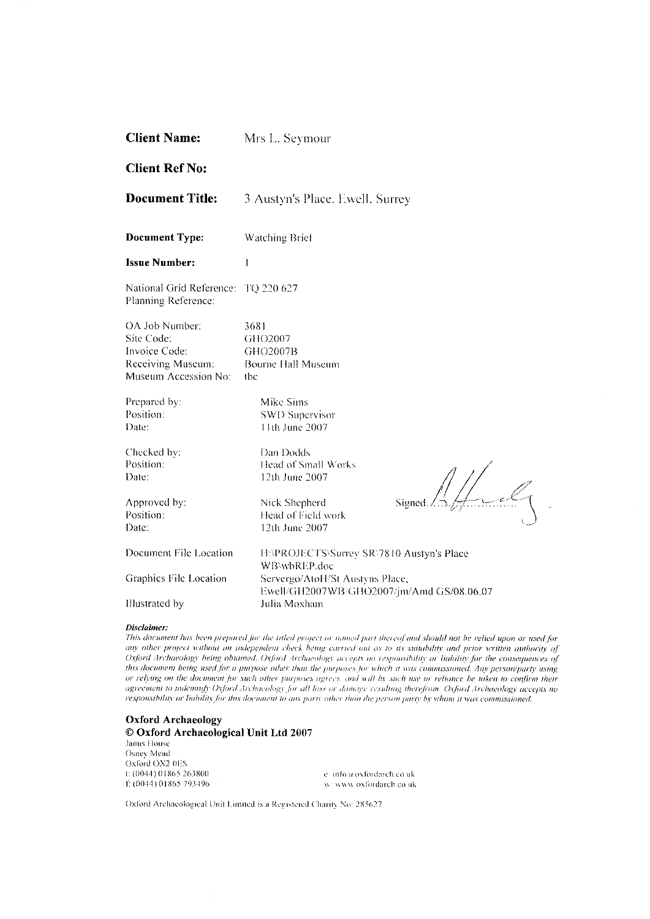**Client Name:** Mrs L. Seymour

**Client Ref No:**

**Document Title:** 3 Austyn's Place, Ewell, Surrey

**Document Type:** Watching Brief

**Issue Number:** 1

National Grid Reference: TQ 220 627
Planning Reference:

OA Job Number: 3681
Site Code: GHO2007
Invoice Code: GHO2007B
Receiving Museum: Bourne Hall Museum
Museum Accession No: tbc

Prepared by: Mike Sims
Position: SWD Supervisor
Date: 11th June 2007

Checked by: Dan Dodds
Position: Head of Small Works
Date: 12th June 2007

Approved by: Nick Shepherd
Position: Head of Field work
Date: 12th June 2007

Signed.............................

Document File Location: H:\PROJECTS\Surrey SR\7810 Austyn's Place WB\wbREP.doc
Graphics File Location: Servergo/AtoH/St Austyns Place, Ewell/GH2007WB/GHO2007/jm/Amd GS/08.06.07
Illustrated by: Julia Moxham

***Disclaimer:***
*This document has been prepared for the titled project or named part thereof and should not be relied upon or used for any other project without an independent check being carried out as to its suitability and prior written authority of Oxford Archaeology being obtained. Oxford Archaeology accepts no responsibility or liability for the consequences of this document being used for a purpose other than the purposes for which it was commissioned. Any person/party using or relying on the document for such other purposes agrees, and will by such use or reliance be taken to confirm their agreement to indemnify Oxford Archaeology for all loss or damage resulting therefrom. Oxford Archaeology accepts no responsibility or liability for this document to any party other than the person/party by whom it was commissioned.*

**Oxford Archaeology**
**© Oxford Archaeological Unit Ltd 2007**
Janus House
Osney Mead
Oxford OX2 0ES
t: (0044) 01865 263800
f: (0044) 01865 793496
e: info@oxfordarch.co.uk
w: www.oxfordarch.co.uk

Oxford Archaeological Unit Limited is a Registered Charity No: 285627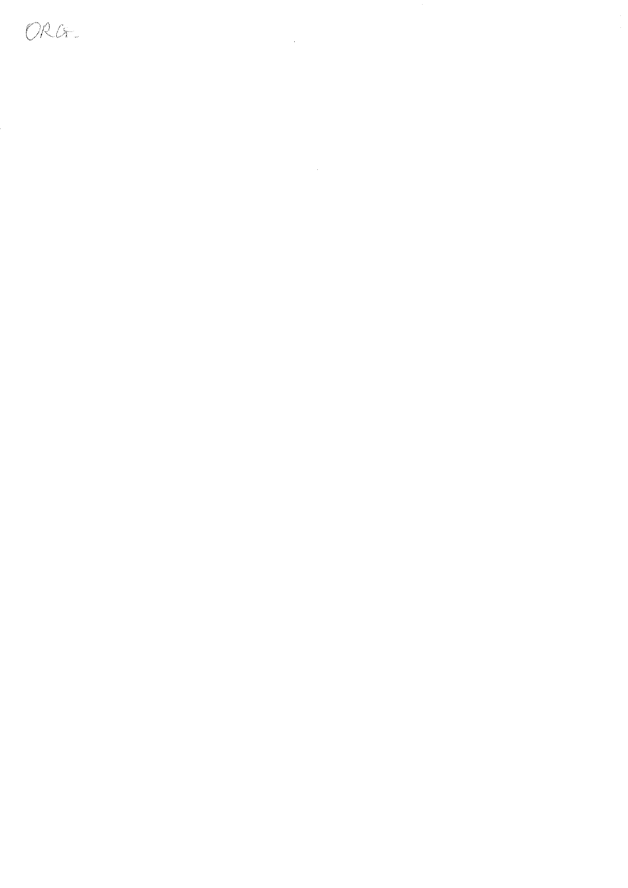ORG.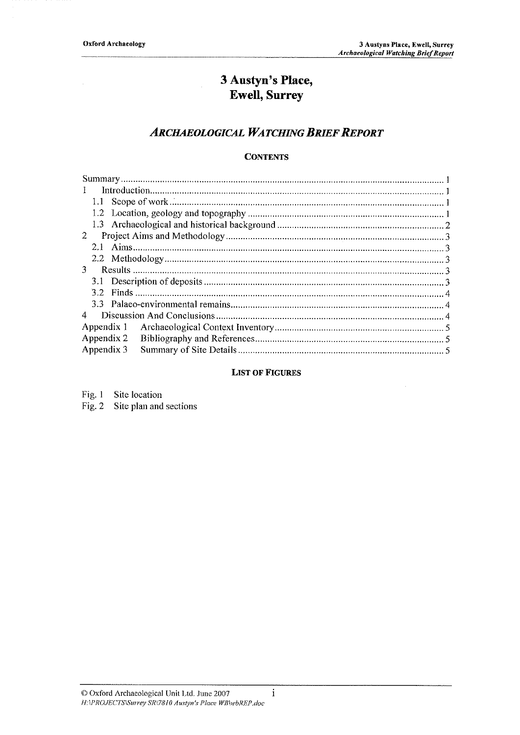# 3 Austyn's Place, Ewell, Surrey

## *ARCHAEOLOGICAL WATCHING BRIEF REPORT*

**CONTENTS**

| | |
|---|---|
| Summary | 1 |
| 1 Introduction | 1 |
| 1.1 Scope of work | 1 |
| 1.2 Location, geology and topography | 1 |
| 1.3 Archaeological and historical background | 2 |
| 2 Project Aims and Methodology | 3 |
| 2.1 Aims | 3 |
| 2.2 Methodology | 3 |
| 3 Results | 3 |
| 3.1 Description of deposits | 3 |
| 3.2 Finds | 4 |
| 3.3 Palaeo-environmental remains | 4 |
| 4 Discussion And Conclusions | 4 |
| Appendix 1 Archaeological Context Inventory | 5 |
| Appendix 2 Bibliography and References | 5 |
| Appendix 3 Summary of Site Details | 5 |

**LIST OF FIGURES**

Fig. 1 Site location

Fig. 2 Site plan and sections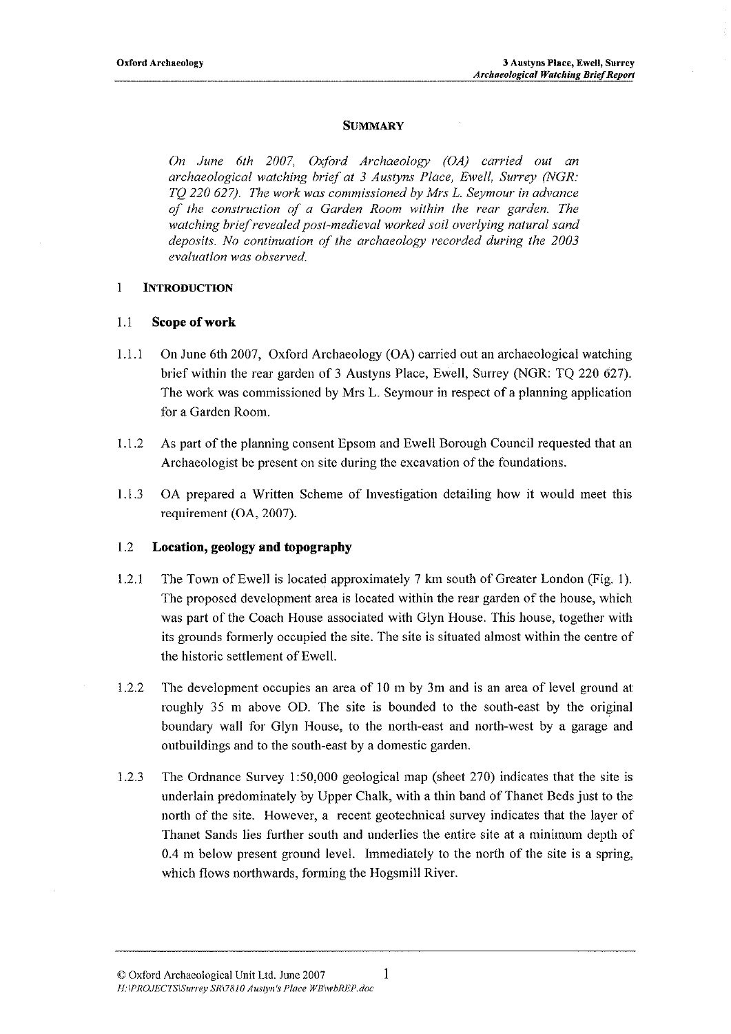## SUMMARY

*On June 6th 2007, Oxford Archaeology (OA) carried out an archaeological watching brief at 3 Austyns Place, Ewell, Surrey (NGR: TQ 220 627). The work was commissioned by Mrs L. Seymour in advance of the construction of a Garden Room within the rear garden. The watching brief revealed post-medieval worked soil overlying natural sand deposits. No continuation of the archaeology recorded during the 2003 evaluation was observed.*

## 1 INTRODUCTION

### 1.1 Scope of work

1.1.1 On June 6th 2007, Oxford Archaeology (OA) carried out an archaeological watching brief within the rear garden of 3 Austyns Place, Ewell, Surrey (NGR: TQ 220 627). The work was commissioned by Mrs L. Seymour in respect of a planning application for a Garden Room.

1.1.2 As part of the planning consent Epsom and Ewell Borough Council requested that an Archaeologist be present on site during the excavation of the foundations.

1.1.3 OA prepared a Written Scheme of Investigation detailing how it would meet this requirement (OA, 2007).

### 1.2 Location, geology and topography

1.2.1 The Town of Ewell is located approximately 7 km south of Greater London (Fig. 1). The proposed development area is located within the rear garden of the house, which was part of the Coach House associated with Glyn House. This house, together with its grounds formerly occupied the site. The site is situated almost within the centre of the historic settlement of Ewell.

1.2.2 The development occupies an area of 10 m by 3m and is an area of level ground at roughly 35 m above OD. The site is bounded to the south-east by the original boundary wall for Glyn House, to the north-east and north-west by a garage and outbuildings and to the south-east by a domestic garden.

1.2.3 The Ordnance Survey 1:50,000 geological map (sheet 270) indicates that the site is underlain predominately by Upper Chalk, with a thin band of Thanet Beds just to the north of the site. However, a recent geotechnical survey indicates that the layer of Thanet Sands lies further south and underlies the entire site at a minimum depth of 0.4 m below present ground level. Immediately to the north of the site is a spring, which flows northwards, forming the Hogsmill River.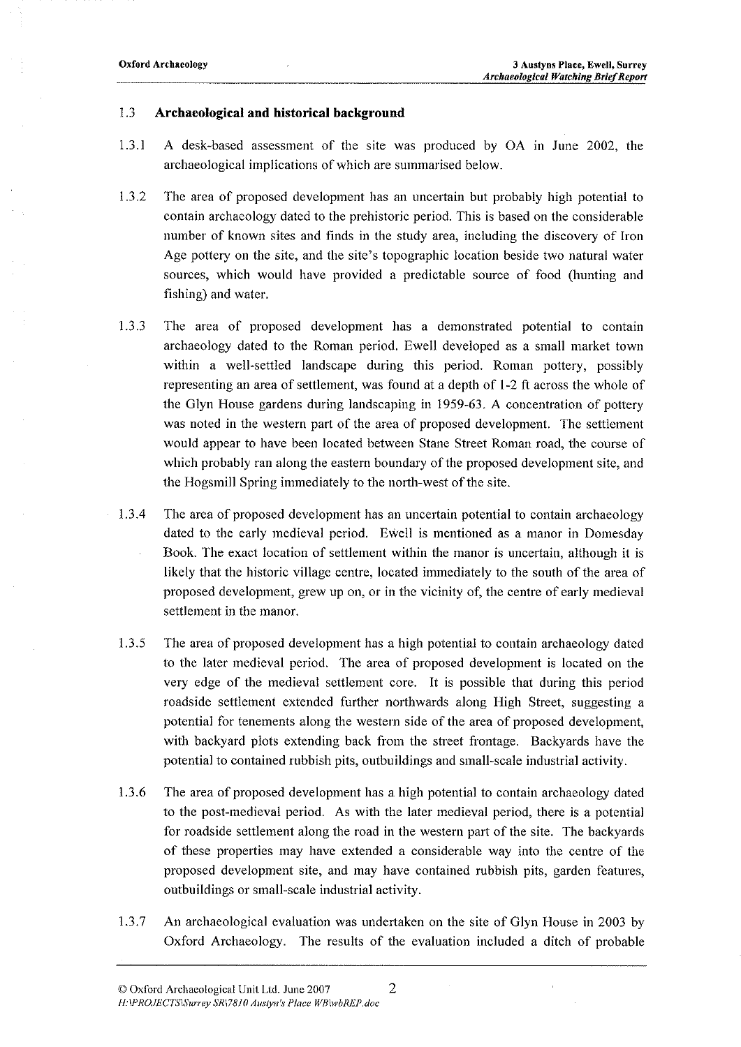### 1.3 Archaeological and historical background

1.3.1 A desk-based assessment of the site was produced by OA in June 2002, the archaeological implications of which are summarised below.

1.3.2 The area of proposed development has an uncertain but probably high potential to contain archaeology dated to the prehistoric period. This is based on the considerable number of known sites and finds in the study area, including the discovery of Iron Age pottery on the site, and the site's topographic location beside two natural water sources, which would have provided a predictable source of food (hunting and fishing) and water.

1.3.3 The area of proposed development has a demonstrated potential to contain archaeology dated to the Roman period. Ewell developed as a small market town within a well-settled landscape during this period. Roman pottery, possibly representing an area of settlement, was found at a depth of 1-2 ft across the whole of the Glyn House gardens during landscaping in 1959-63. A concentration of pottery was noted in the western part of the area of proposed development. The settlement would appear to have been located between Stane Street Roman road, the course of which probably ran along the eastern boundary of the proposed development site, and the Hogsmill Spring immediately to the north-west of the site.

1.3.4 The area of proposed development has an uncertain potential to contain archaeology dated to the early medieval period. Ewell is mentioned as a manor in Domesday Book. The exact location of settlement within the manor is uncertain, although it is likely that the historic village centre, located immediately to the south of the area of proposed development, grew up on, or in the vicinity of, the centre of early medieval settlement in the manor.

1.3.5 The area of proposed development has a high potential to contain archaeology dated to the later medieval period. The area of proposed development is located on the very edge of the medieval settlement core. It is possible that during this period roadside settlement extended further northwards along High Street, suggesting a potential for tenements along the western side of the area of proposed development, with backyard plots extending back from the street frontage. Backyards have the potential to contained rubbish pits, outbuildings and small-scale industrial activity.

1.3.6 The area of proposed development has a high potential to contain archaeology dated to the post-medieval period. As with the later medieval period, there is a potential for roadside settlement along the road in the western part of the site. The backyards of these properties may have extended a considerable way into the centre of the proposed development site, and may have contained rubbish pits, garden features, outbuildings or small-scale industrial activity.

1.3.7 An archaeological evaluation was undertaken on the site of Glyn House in 2003 by Oxford Archaeology. The results of the evaluation included a ditch of probable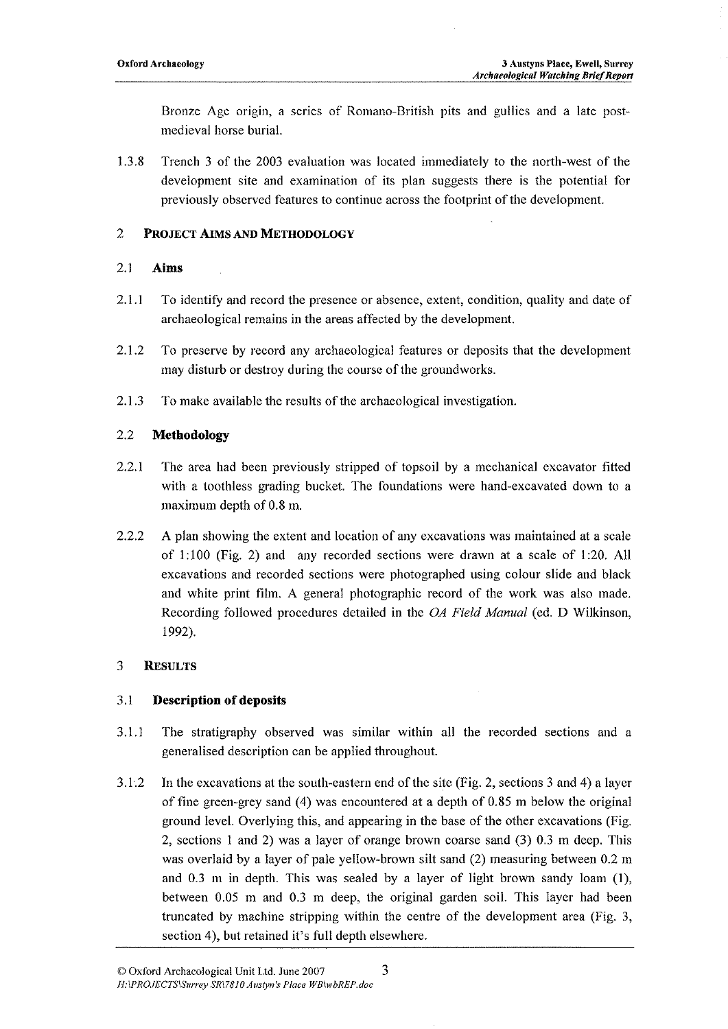Bronze Age origin, a series of Romano-British pits and gullies and a late post-medieval horse burial.

1.3.8 Trench 3 of the 2003 evaluation was located immediately to the north-west of the development site and examination of its plan suggests there is the potential for previously observed features to continue across the footprint of the development.

## 2 PROJECT AIMS AND METHODOLOGY

### 2.1 Aims

2.1.1 To identify and record the presence or absence, extent, condition, quality and date of archaeological remains in the areas affected by the development.

2.1.2 To preserve by record any archaeological features or deposits that the development may disturb or destroy during the course of the groundworks.

2.1.3 To make available the results of the archaeological investigation.

### 2.2 Methodology

2.2.1 The area had been previously stripped of topsoil by a mechanical excavator fitted with a toothless grading bucket. The foundations were hand-excavated down to a maximum depth of 0.8 m.

2.2.2 A plan showing the extent and location of any excavations was maintained at a scale of 1:100 (Fig. 2) and any recorded sections were drawn at a scale of 1:20. All excavations and recorded sections were photographed using colour slide and black and white print film. A general photographic record of the work was also made. Recording followed procedures detailed in the *OA Field Manual* (ed. D Wilkinson, 1992).

## 3 RESULTS

### 3.1 Description of deposits

3.1.1 The stratigraphy observed was similar within all the recorded sections and a generalised description can be applied throughout.

3.1.2 In the excavations at the south-eastern end of the site (Fig. 2, sections 3 and 4) a layer of fine green-grey sand (4) was encountered at a depth of 0.85 m below the original ground level. Overlying this, and appearing in the base of the other excavations (Fig. 2, sections 1 and 2) was a layer of orange brown coarse sand (3) 0.3 m deep. This was overlaid by a layer of pale yellow-brown silt sand (2) measuring between 0.2 m and 0.3 m in depth. This was sealed by a layer of light brown sandy loam (1), between 0.05 m and 0.3 m deep, the original garden soil. This layer had been truncated by machine stripping within the centre of the development area (Fig. 3, section 4), but retained it's full depth elsewhere.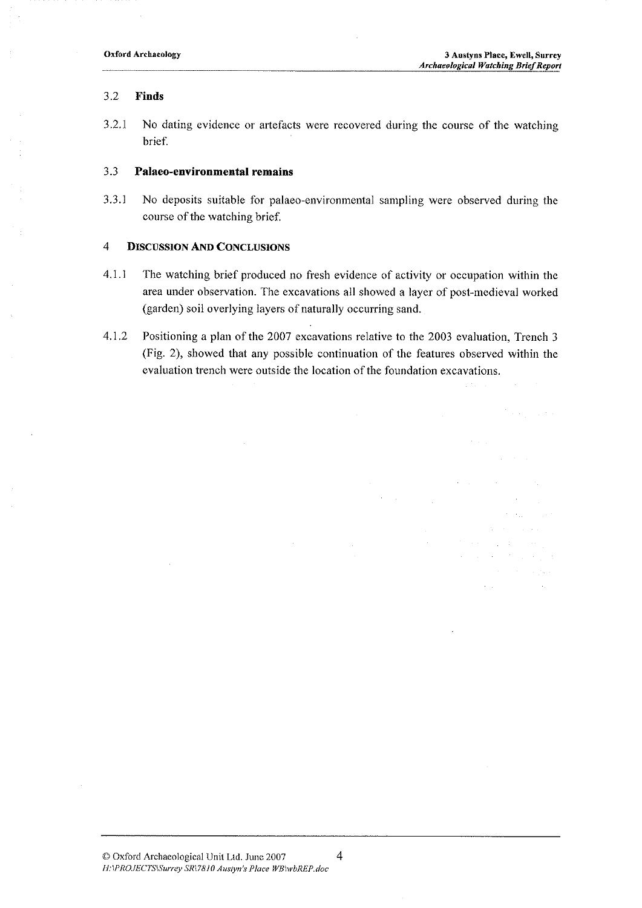### 3.2 Finds

3.2.1 No dating evidence or artefacts were recovered during the course of the watching brief.

### 3.3 Palaeo-environmental remains

3.3.1 No deposits suitable for palaeo-environmental sampling were observed during the course of the watching brief.

## 4 Discussion And Conclusions

4.1.1 The watching brief produced no fresh evidence of activity or occupation within the area under observation. The excavations all showed a layer of post-medieval worked (garden) soil overlying layers of naturally occurring sand.

4.1.2 Positioning a plan of the 2007 excavations relative to the 2003 evaluation, Trench 3 (Fig. 2), showed that any possible continuation of the features observed within the evaluation trench were outside the location of the foundation excavations.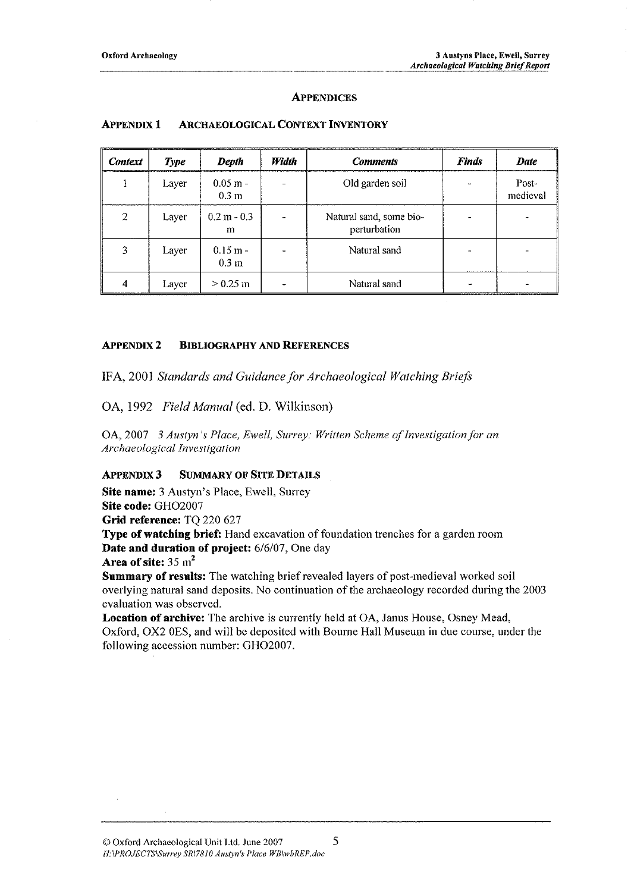# APPENDICES

## APPENDIX 1 ARCHAEOLOGICAL CONTEXT INVENTORY

| *Context* | *Type* | *Depth* | *Width* | *Comments* | *Finds* | *Date* |
|---|---|---|---|---|---|---|
| 1 | Layer | 0.05 m - 0.3 m | - | Old garden soil | - | Post-medieval |
| 2 | Layer | 0.2 m - 0.3 m | - | Natural sand, some bio-perturbation | - | - |
| 3 | Layer | 0.15 m - 0.3 m | - | Natural sand | - | - |
| 4 | Layer | > 0.25 m | - | Natural sand | - | - |

## APPENDIX 2 BIBLIOGRAPHY AND REFERENCES

IFA, 2001 *Standards and Guidance for Archaeological Watching Briefs*

OA, 1992 *Field Manual* (ed. D. Wilkinson)

OA, 2007 *3 Austyn's Place, Ewell, Surrey: Written Scheme of Investigation for an Archaeological Investigation*

## APPENDIX 3 SUMMARY OF SITE DETAILS

**Site name:** 3 Austyn's Place, Ewell, Surrey
**Site code:** GHO2007
**Grid reference:** TQ 220 627
**Type of watching brief:** Hand excavation of foundation trenches for a garden room
**Date and duration of project:** 6/6/07, One day
**Area of site:** 35 m$^2$
**Summary of results:** The watching brief revealed layers of post-medieval worked soil overlying natural sand deposits. No continuation of the archaeology recorded during the 2003 evaluation was observed.
**Location of archive:** The archive is currently held at OA, Janus House, Osney Mead, Oxford, OX2 0ES, and will be deposited with Bourne Hall Museum in due course, under the following accession number: GHO2007.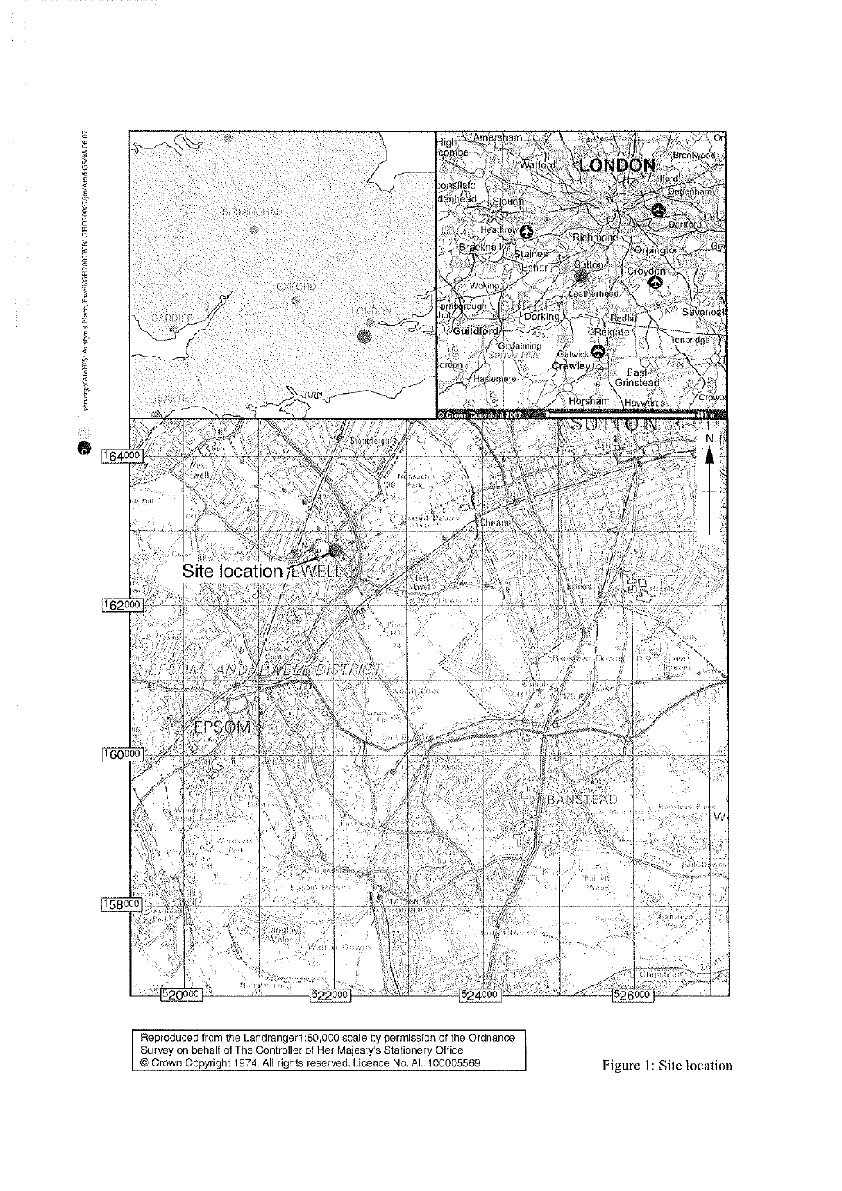Reproduced from the Landranger1:50,000 scale by permission of the Ordnance Survey on behalf of The Controller of Her Majesty's Stationery Office
© Crown Copyright 1974. All rights reserved. Licence No. AL 100005569

Figure 1: Site location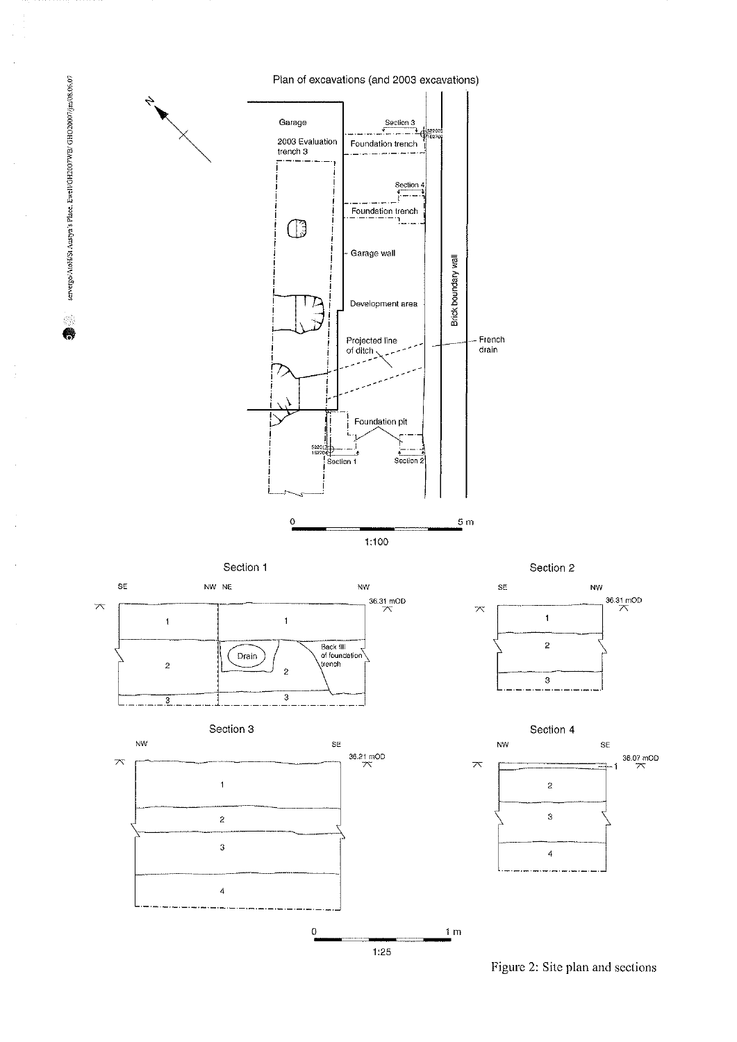Figure 2: Site plan and sections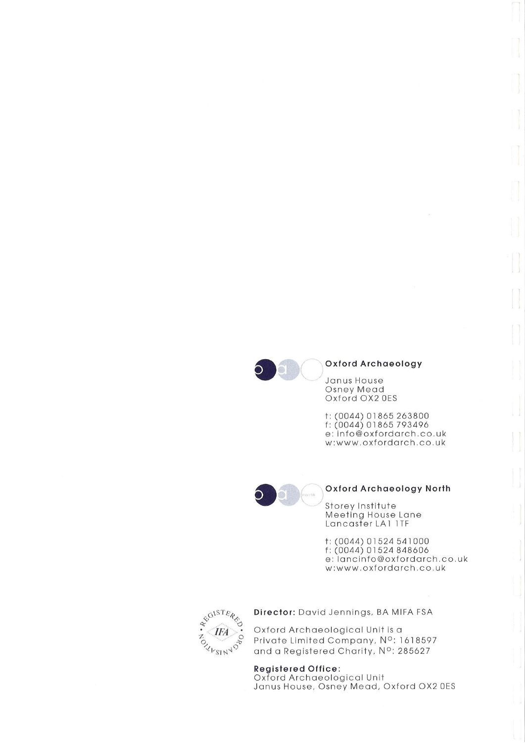**Oxford Archaeology**

Janus House
Osney Mead
Oxford OX2 0ES

t: (0044) 01865 263800
f: (0044) 01865 793496
e: info@oxfordarch.co.uk
w:www.oxfordarch.co.uk

**Oxford Archaeology North**

Storey Institute
Meeting House Lane
Lancaster LA1 1TF

t: (0044) 01524 541000
f: (0044) 01524 848606
e: lancinfo@oxfordarch.co.uk
w:www.oxfordarch.co.uk

REGISTERED ORGANISATION IFA

**Director:** David Jennings, BA MIFA FSA

Oxford Archaeological Unit is a Private Limited Company, N°: 1618597 and a Registered Charity, N°: 285627

**Registered Office:**
Oxford Archaeological Unit
Janus House, Osney Mead, Oxford OX2 0ES